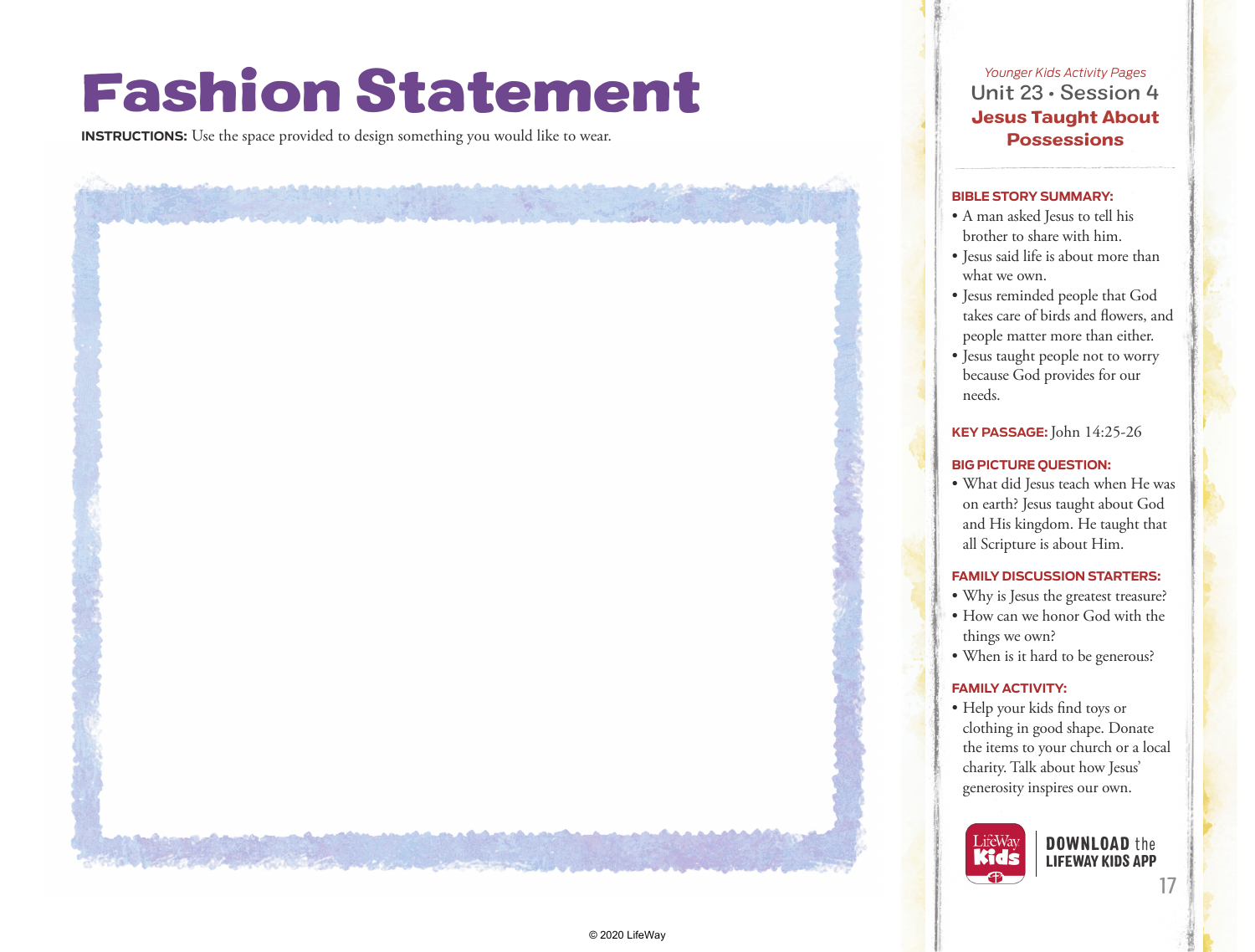# Fashion Statement

**INSTRUCTIONS:** Use the space provided to design something you would like to wear.

*Younger Kids Activity Pages*

Unit 23 • Session 4

## Jesus Taught About Possessions

**BIBLE STORY SUMMARY:**

- A man asked Jesus to tell his brother to share with him.
- Jesus said life is about more than what we own.
- Jesus reminded people that God takes care of birds and flowers, and people matter more than either.
- Jesus taught people not to worry because God provides for our needs.

**KEY PASSAGE:** John 14:25-26

**BIG PICTURE QUESTION:**

- What did Jesus teach when He was on earth? Jesus taught about God and His kingdom. He taught that all Scripture is about Him.

**FAMILY DISCUSSION STARTERS:**

- Why is Jesus the greatest treasure?
- How can we honor God with the things we own?
- When is it hard to be generous?

**FAMILY ACTIVITY:**

- Help your kids find toys or clothing in good shape. Donate the items to your church or a local charity. Talk about how Jesus' generosity inspires our own.

LifeWay Kids

**DOWNLOAD the LIFEWAY KIDS APP**

© 2020 LifeWay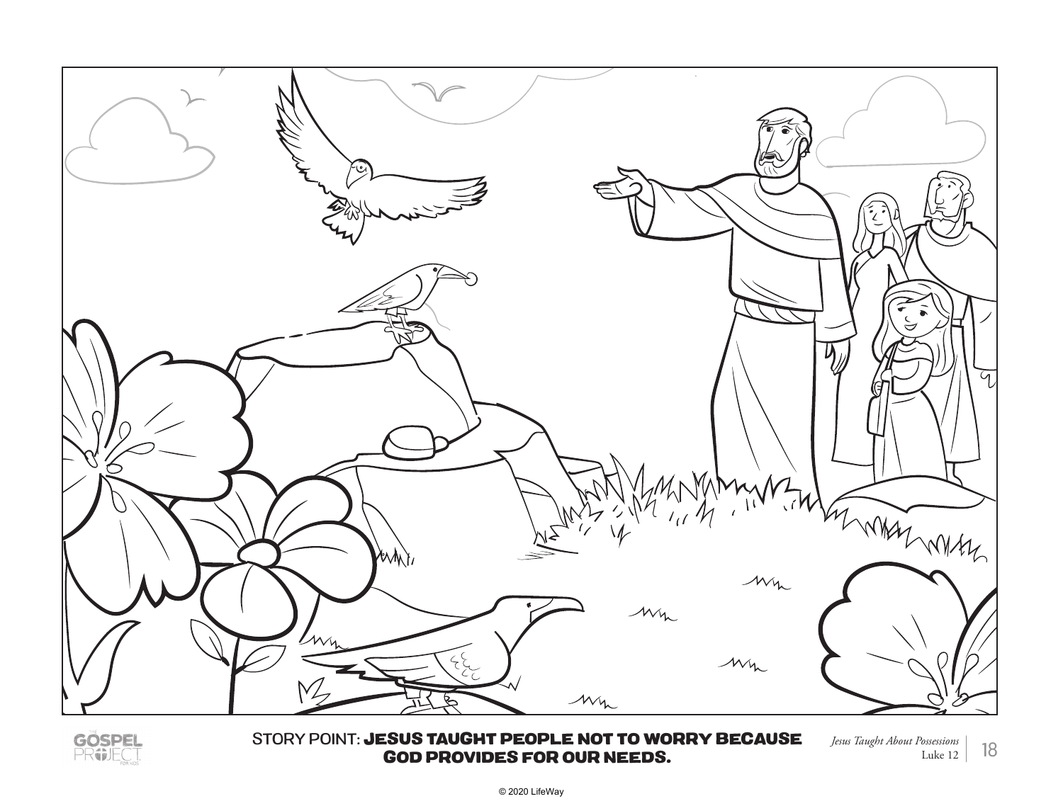STORY POINT: **JESUS TAUGHT PEOPLE NOT TO WORRY BECAUSE GOD PROVIDES FOR OUR NEEDS.**

*Jesus Taught About Possessions*
Luke 12

© 2020 LifeWay